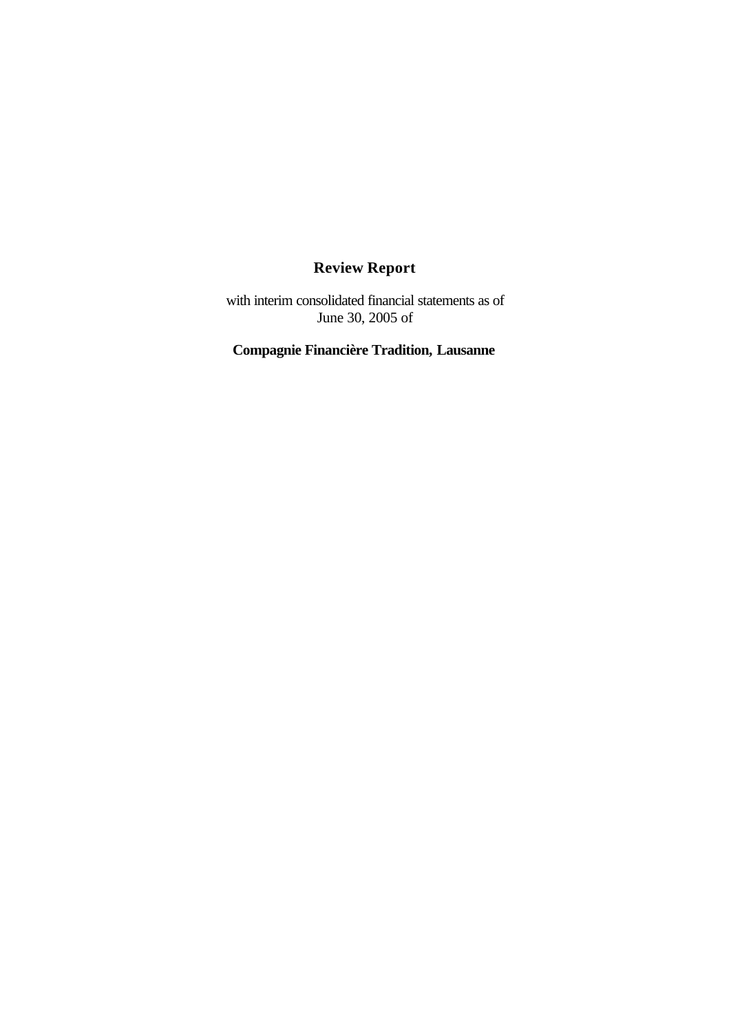# Review Report

with interim consolidated financial statements as of June 30, 2005 of

**Compagnie Financière Tradition, Lausanne**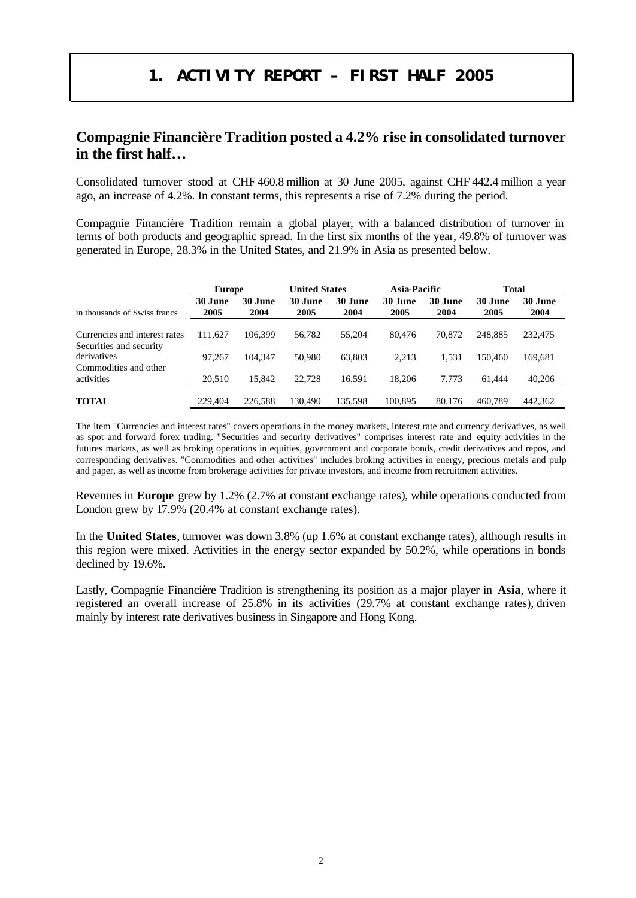# 1. ACTIVITY REPORT – FIRST HALF 2005

## Compagnie Financière Tradition posted a 4.2% rise in consolidated turnover in the first half…

Consolidated turnover stood at CHF 460.8 million at 30 June 2005, against CHF 442.4 million a year ago, an increase of 4.2%. In constant terms, this represents a rise of 7.2% during the period.

Compagnie Financière Tradition remain a global player, with a balanced distribution of turnover in terms of both products and geographic spread. In the first six months of the year, 49.8% of turnover was generated in Europe, 28.3% in the United States, and 21.9% in Asia as presented below.

| | Europe | | United States | | Asia-Pacific | | Total | |
|---|---|---|---|---|---|---|---|---|
| in thousands of Swiss francs | 30 June 2005 | 30 June 2004 | 30 June 2005 | 30 June 2004 | 30 June 2005 | 30 June 2004 | 30 June 2005 | 30 June 2004 |
| Currencies and interest rates | 111,627 | 106,399 | 56,782 | 55,204 | 80,476 | 70,872 | 248,885 | 232,475 |
| Securities and security derivatives | 97,267 | 104,347 | 50,980 | 63,803 | 2,213 | 1,531 | 150,460 | 169,681 |
| Commodities and other activities | 20,510 | 15,842 | 22,728 | 16,591 | 18,206 | 7,773 | 61,444 | 40,206 |
| **TOTAL** | 229,404 | 226,588 | 130,490 | 135,598 | 100,895 | 80,176 | 460,789 | 442,362 |

The item "Currencies and interest rates" covers operations in the money markets, interest rate and currency derivatives, as well as spot and forward forex trading. "Securities and security derivatives" comprises interest rate and equity activities in the futures markets, as well as broking operations in equities, government and corporate bonds, credit derivatives and repos, and corresponding derivatives. "Commodities and other activities" includes broking activities in energy, precious metals and pulp and paper, as well as income from brokerage activities for private investors, and income from recruitment activities.

Revenues in **Europe** grew by 1.2% (2.7% at constant exchange rates), while operations conducted from London grew by 17.9% (20.4% at constant exchange rates).

In the **United States**, turnover was down 3.8% (up 1.6% at constant exchange rates), although results in this region were mixed. Activities in the energy sector expanded by 50.2%, while operations in bonds declined by 19.6%.

Lastly, Compagnie Financière Tradition is strengthening its position as a major player in **Asia**, where it registered an overall increase of 25.8% in its activities (29.7% at constant exchange rates), driven mainly by interest rate derivatives business in Singapore and Hong Kong.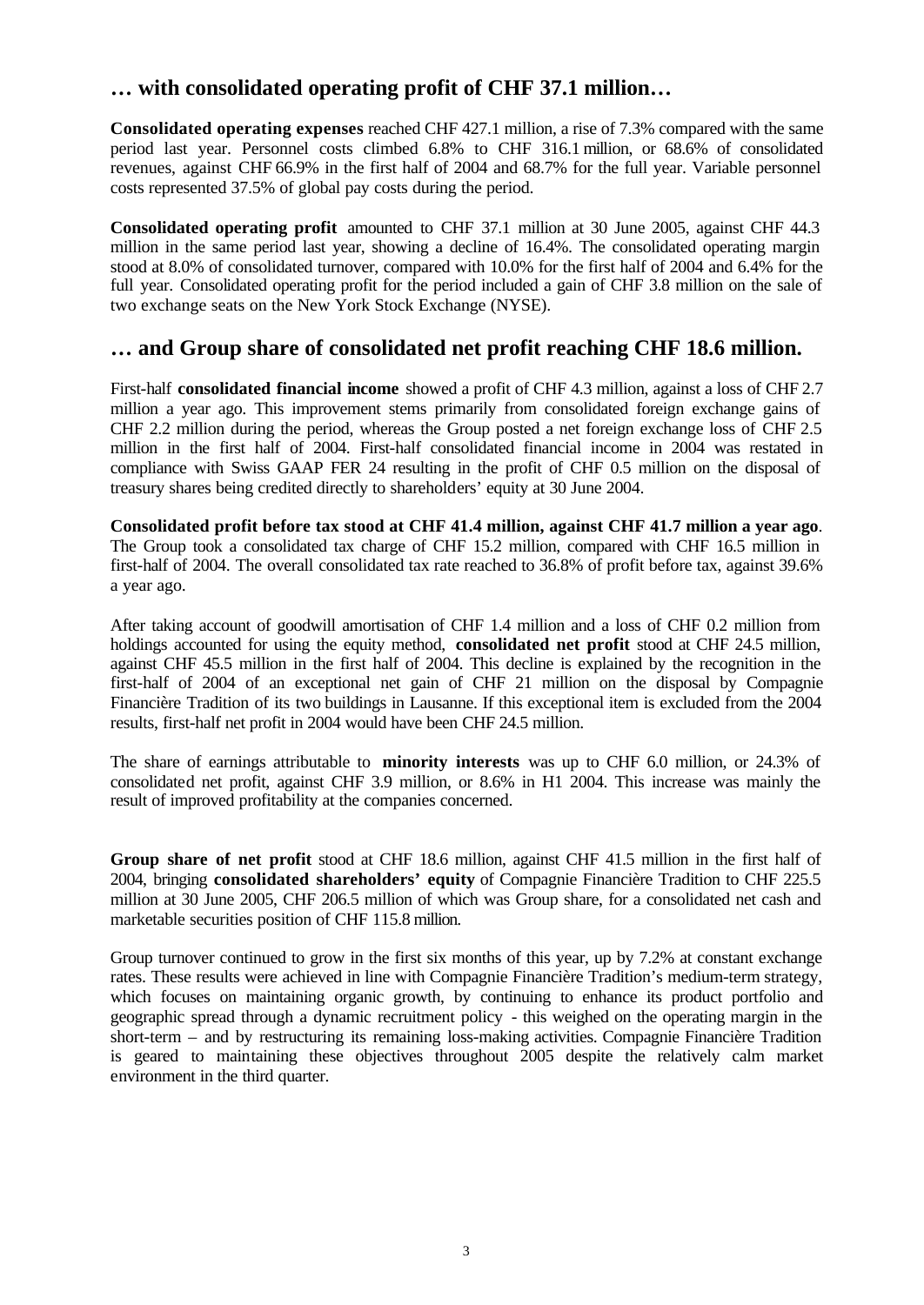## … with consolidated operating profit of CHF 37.1 million…

**Consolidated operating expenses** reached CHF 427.1 million, a rise of 7.3% compared with the same period last year. Personnel costs climbed 6.8% to CHF 316.1 million, or 68.6% of consolidated revenues, against CHF 66.9% in the first half of 2004 and 68.7% for the full year. Variable personnel costs represented 37.5% of global pay costs during the period.

**Consolidated operating profit** amounted to CHF 37.1 million at 30 June 2005, against CHF 44.3 million in the same period last year, showing a decline of 16.4%. The consolidated operating margin stood at 8.0% of consolidated turnover, compared with 10.0% for the first half of 2004 and 6.4% for the full year. Consolidated operating profit for the period included a gain of CHF 3.8 million on the sale of two exchange seats on the New York Stock Exchange (NYSE).

## … and Group share of consolidated net profit reaching CHF 18.6 million.

First-half **consolidated financial income** showed a profit of CHF 4.3 million, against a loss of CHF 2.7 million a year ago. This improvement stems primarily from consolidated foreign exchange gains of CHF 2.2 million during the period, whereas the Group posted a net foreign exchange loss of CHF 2.5 million in the first half of 2004. First-half consolidated financial income in 2004 was restated in compliance with Swiss GAAP FER 24 resulting in the profit of CHF 0.5 million on the disposal of treasury shares being credited directly to shareholders' equity at 30 June 2004.

**Consolidated profit before tax stood at CHF 41.4 million, against CHF 41.7 million a year ago**. The Group took a consolidated tax charge of CHF 15.2 million, compared with CHF 16.5 million in first-half of 2004. The overall consolidated tax rate reached to 36.8% of profit before tax, against 39.6% a year ago.

After taking account of goodwill amortisation of CHF 1.4 million and a loss of CHF 0.2 million from holdings accounted for using the equity method, **consolidated net profit** stood at CHF 24.5 million, against CHF 45.5 million in the first half of 2004. This decline is explained by the recognition in the first-half of 2004 of an exceptional net gain of CHF 21 million on the disposal by Compagnie Financière Tradition of its two buildings in Lausanne. If this exceptional item is excluded from the 2004 results, first-half net profit in 2004 would have been CHF 24.5 million.

The share of earnings attributable to **minority interests** was up to CHF 6.0 million, or 24.3% of consolidated net profit, against CHF 3.9 million, or 8.6% in H1 2004. This increase was mainly the result of improved profitability at the companies concerned.

**Group share of net profit** stood at CHF 18.6 million, against CHF 41.5 million in the first half of 2004, bringing **consolidated shareholders' equity** of Compagnie Financière Tradition to CHF 225.5 million at 30 June 2005, CHF 206.5 million of which was Group share, for a consolidated net cash and marketable securities position of CHF 115.8 million.

Group turnover continued to grow in the first six months of this year, up by 7.2% at constant exchange rates. These results were achieved in line with Compagnie Financière Tradition's medium-term strategy, which focuses on maintaining organic growth, by continuing to enhance its product portfolio and geographic spread through a dynamic recruitment policy - this weighed on the operating margin in the short-term – and by restructuring its remaining loss-making activities. Compagnie Financière Tradition is geared to maintaining these objectives throughout 2005 despite the relatively calm market environment in the third quarter.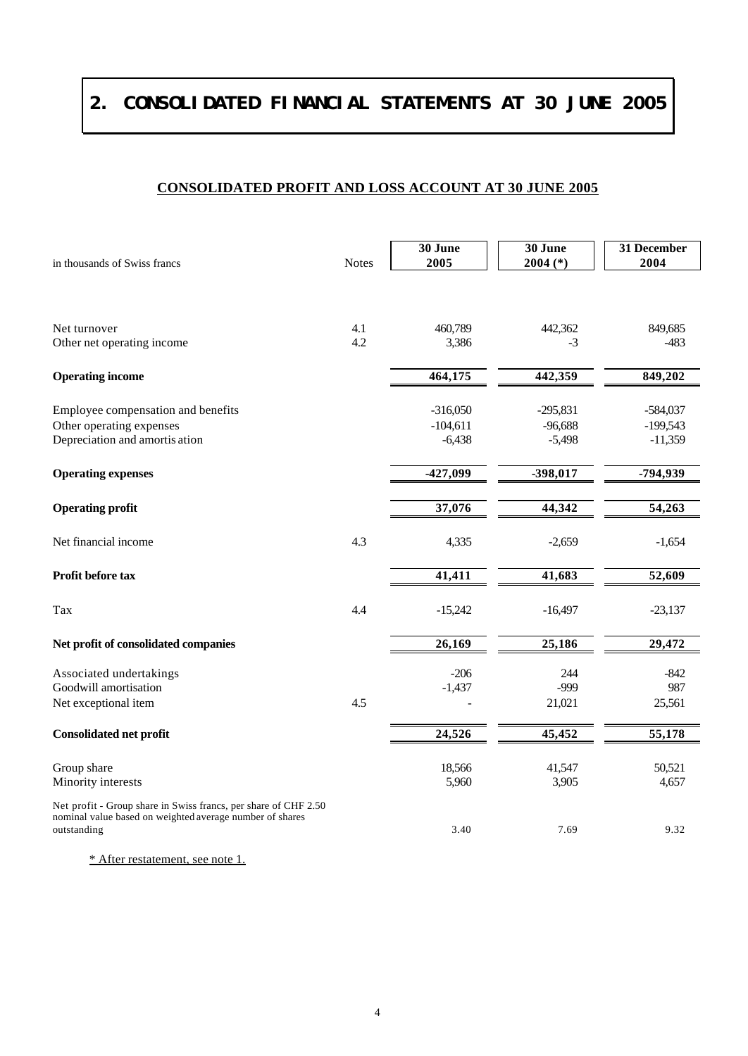# 2. CONSOLIDATED FINANCIAL STATEMENTS AT 30 JUNE 2005

## CONSOLIDATED PROFIT AND LOSS ACCOUNT AT 30 JUNE 2005

| in thousands of Swiss francs | Notes | 30 June 2005 | 30 June 2004 (*) | 31 December 2004 |
|---|---|---|---|---|
| Net turnover | 4.1 | 460,789 | 442,362 | 849,685 |
| Other net operating income | 4.2 | 3,386 | -3 | -483 |
| **Operating income** | | **464,175** | **442,359** | **849,202** |
| Employee compensation and benefits | | -316,050 | -295,831 | -584,037 |
| Other operating expenses | | -104,611 | -96,688 | -199,543 |
| Depreciation and amortisation | | -6,438 | -5,498 | -11,359 |
| **Operating expenses** | | **-427,099** | **-398,017** | **-794,939** |
| **Operating profit** | | **37,076** | **44,342** | **54,263** |
| Net financial income | 4.3 | 4,335 | -2,659 | -1,654 |
| **Profit before tax** | | **41,411** | **41,683** | **52,609** |
| Tax | 4.4 | -15,242 | -16,497 | -23,137 |
| **Net profit of consolidated companies** | | **26,169** | **25,186** | **29,472** |
| Associated undertakings | | -206 | 244 | -842 |
| Goodwill amortisation | | -1,437 | -999 | 987 |
| Net exceptional item | 4.5 | - | 21,021 | 25,561 |
| **Consolidated net profit** | | **24,526** | **45,452** | **55,178** |
| Group share | | 18,566 | 41,547 | 50,521 |
| Minority interests | | 5,960 | 3,905 | 4,657 |
| Net profit - Group share in Swiss francs, per share of CHF 2.50 nominal value based on weighted average number of shares outstanding | | 3.40 | 7.69 | 9.32 |

\* After restatement, see note 1.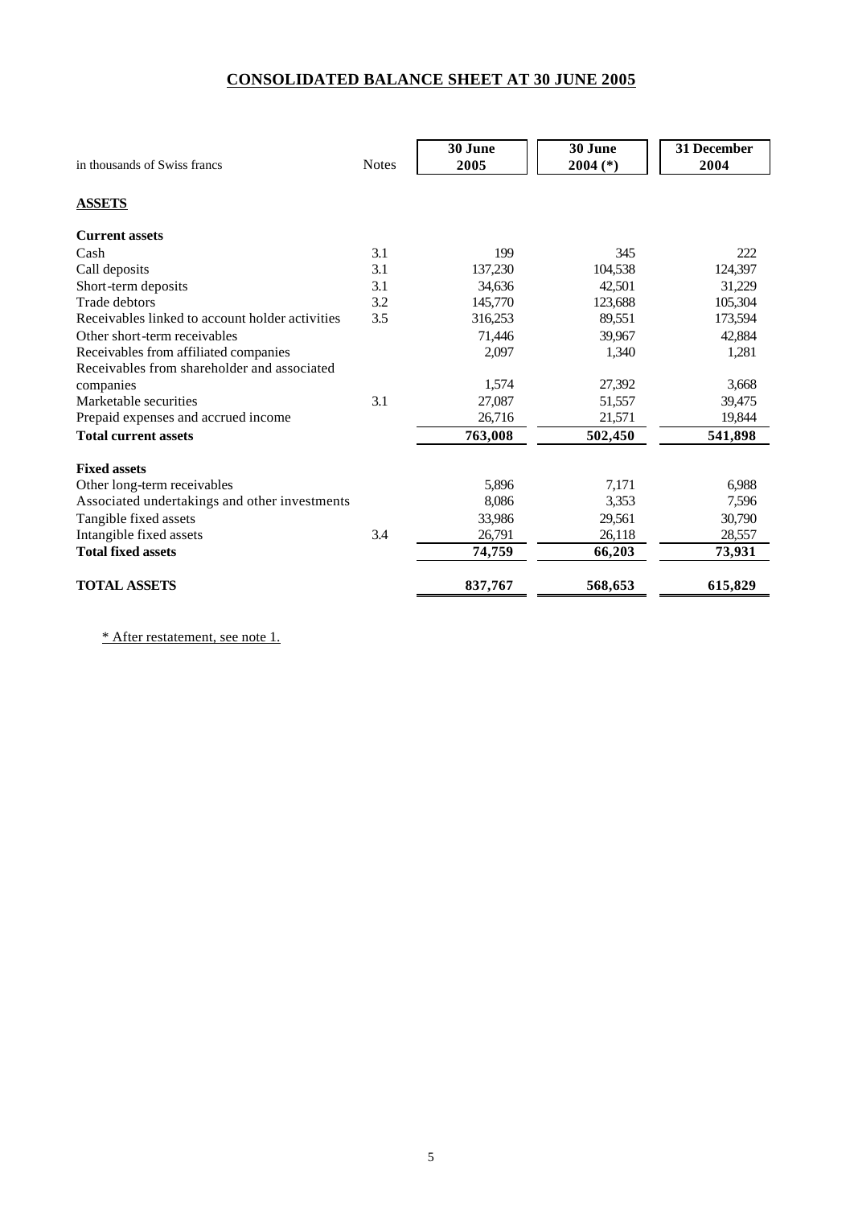# CONSOLIDATED BALANCE SHEET AT 30 JUNE 2005

| in thousands of Swiss francs | Notes | 30 June 2005 | 30 June 2004 (*) | 31 December 2004 |
|---|---|---|---|---|
| **ASSETS** | | | | |
| **Current assets** | | | | |
| Cash | 3.1 | 199 | 345 | 222 |
| Call deposits | 3.1 | 137,230 | 104,538 | 124,397 |
| Short-term deposits | 3.1 | 34,636 | 42,501 | 31,229 |
| Trade debtors | 3.2 | 145,770 | 123,688 | 105,304 |
| Receivables linked to account holder activities | 3.5 | 316,253 | 89,551 | 173,594 |
| Other short-term receivables | | 71,446 | 39,967 | 42,884 |
| Receivables from affiliated companies | | 2,097 | 1,340 | 1,281 |
| Receivables from shareholder and associated companies | | 1,574 | 27,392 | 3,668 |
| Marketable securities | 3.1 | 27,087 | 51,557 | 39,475 |
| Prepaid expenses and accrued income | | 26,716 | 21,571 | 19,844 |
| **Total current assets** | | **763,008** | **502,450** | **541,898** |
| **Fixed assets** | | | | |
| Other long-term receivables | | 5,896 | 7,171 | 6,988 |
| Associated undertakings and other investments | | 8,086 | 3,353 | 7,596 |
| Tangible fixed assets | | 33,986 | 29,561 | 30,790 |
| Intangible fixed assets | 3.4 | 26,791 | 26,118 | 28,557 |
| **Total fixed assets** | | **74,759** | **66,203** | **73,931** |
| **TOTAL ASSETS** | | **837,767** | **568,653** | **615,829** |

\* After restatement, see note 1.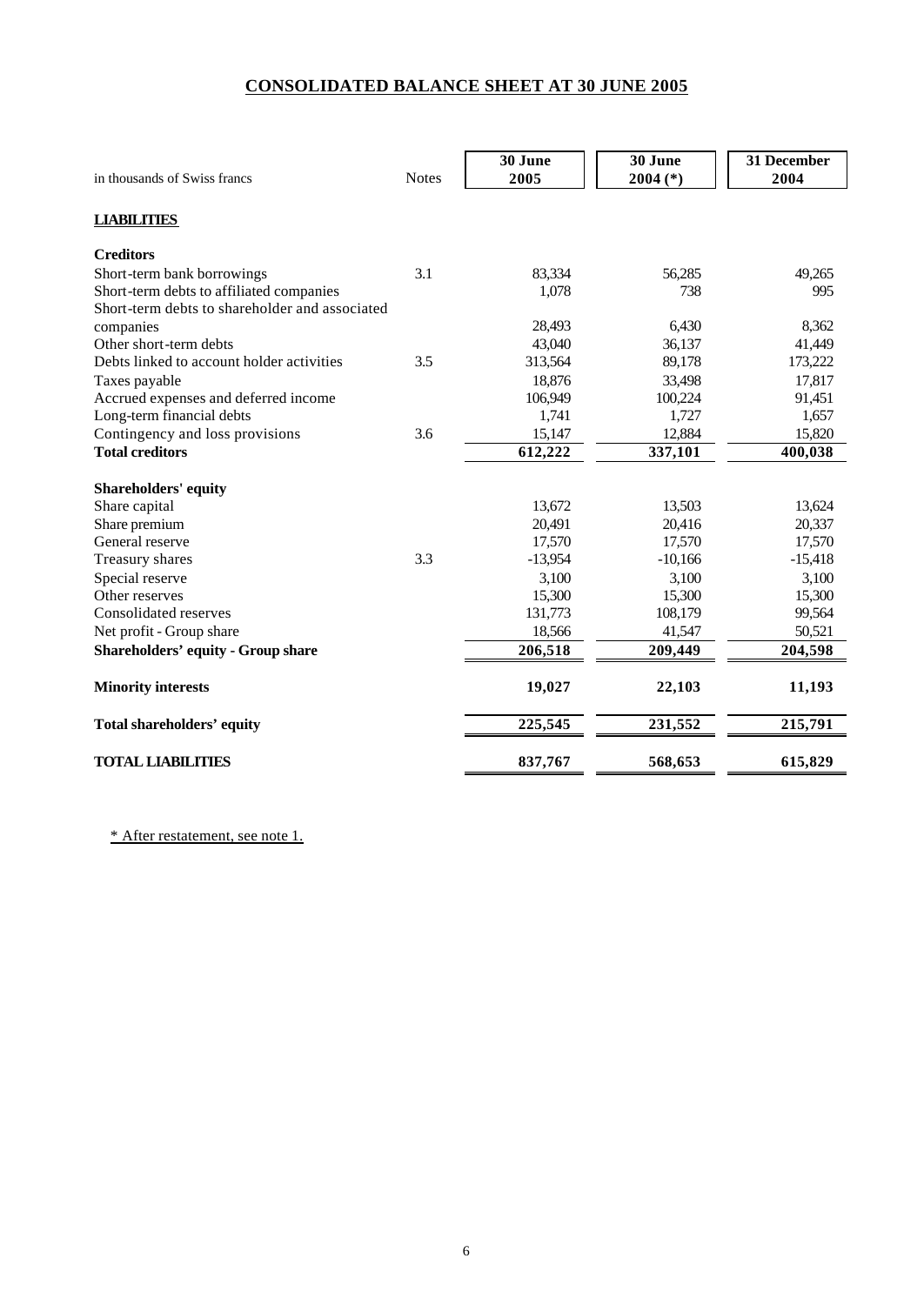# CONSOLIDATED BALANCE SHEET AT 30 JUNE 2005

| in thousands of Swiss francs | Notes | 30 June 2005 | 30 June 2004 (*) | 31 December 2004 |
|---|---|---|---|---|
| **LIABILITIES** | | | | |
| **Creditors** | | | | |
| Short-term bank borrowings | 3.1 | 83,334 | 56,285 | 49,265 |
| Short-term debts to affiliated companies | | 1,078 | 738 | 995 |
| Short-term debts to shareholder and associated companies | | 28,493 | 6,430 | 8,362 |
| Other short-term debts | | 43,040 | 36,137 | 41,449 |
| Debts linked to account holder activities | 3.5 | 313,564 | 89,178 | 173,222 |
| Taxes payable | | 18,876 | 33,498 | 17,817 |
| Accrued expenses and deferred income | | 106,949 | 100,224 | 91,451 |
| Long-term financial debts | | 1,741 | 1,727 | 1,657 |
| Contingency and loss provisions | 3.6 | 15,147 | 12,884 | 15,820 |
| **Total creditors** | | **612,222** | **337,101** | **400,038** |
| **Shareholders' equity** | | | | |
| Share capital | | 13,672 | 13,503 | 13,624 |
| Share premium | | 20,491 | 20,416 | 20,337 |
| General reserve | | 17,570 | 17,570 | 17,570 |
| Treasury shares | 3.3 | -13,954 | -10,166 | -15,418 |
| Special reserve | | 3,100 | 3,100 | 3,100 |
| Other reserves | | 15,300 | 15,300 | 15,300 |
| Consolidated reserves | | 131,773 | 108,179 | 99,564 |
| Net profit - Group share | | 18,566 | 41,547 | 50,521 |
| **Shareholders' equity - Group share** | | **206,518** | **209,449** | **204,598** |
| **Minority interests** | | **19,027** | **22,103** | **11,193** |
| **Total shareholders' equity** | | **225,545** | **231,552** | **215,791** |
| **TOTAL LIABILITIES** | | **837,767** | **568,653** | **615,829** |

\* After restatement, see note 1.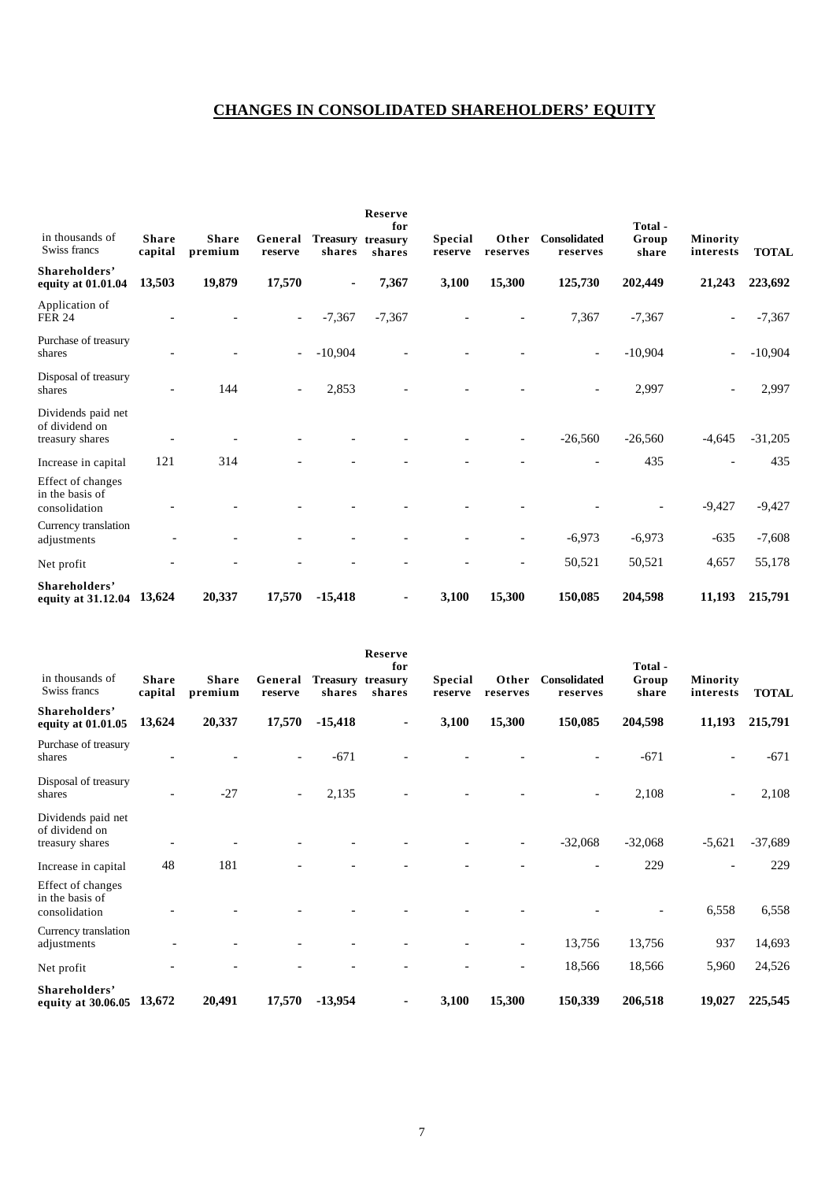# CHANGES IN CONSOLIDATED SHAREHOLDERS' EQUITY

| in thousands of Swiss francs | Share capital | Share premium | General reserve | Treasury shares | Reserve for treasury shares | Special reserve | Other reserves | Consolidated reserves | Total - Group share | Minority interests | TOTAL |
|---|---|---|---|---|---|---|---|---|---|---|---|
| **Shareholders' equity at 01.01.04** | **13,503** | **19,879** | **17,570** | **-** | **7,367** | **3,100** | **15,300** | **125,730** | **202,449** | **21,243** | **223,692** |
| Application of FER 24 | - | - | - | -7,367 | -7,367 | - | - | 7,367 | -7,367 | - | -7,367 |
| Purchase of treasury shares | - | - | - | -10,904 | - | - | - | - | -10,904 | - | -10,904 |
| Disposal of treasury shares | - | 144 | - | 2,853 | - | - | - | - | 2,997 | - | 2,997 |
| Dividends paid net of dividend on treasury shares | - | - | - | - | - | - | - | -26,560 | -26,560 | -4,645 | -31,205 |
| Increase in capital | 121 | 314 | - | - | - | - | - | - | 435 | - | 435 |
| Effect of changes in the basis of consolidation | - | - | - | - | - | - | - | - | - | -9,427 | -9,427 |
| Currency translation adjustments | - | - | - | - | - | - | - | -6,973 | -6,973 | -635 | -7,608 |
| Net profit | - | - | - | - | - | - | - | 50,521 | 50,521 | 4,657 | 55,178 |
| **Shareholders' equity at 31.12.04** | **13,624** | **20,337** | **17,570** | **-15,418** | **-** | **3,100** | **15,300** | **150,085** | **204,598** | **11,193** | **215,791** |

| in thousands of Swiss francs | Share capital | Share premium | General reserve | Treasury shares | Reserve for treasury shares | Special reserve | Other reserves | Consolidated reserves | Total - Group share | Minority interests | TOTAL |
|---|---|---|---|---|---|---|---|---|---|---|---|
| **Shareholders' equity at 01.01.05** | **13,624** | **20,337** | **17,570** | **-15,418** | **-** | **3,100** | **15,300** | **150,085** | **204,598** | **11,193** | **215,791** |
| Purchase of treasury shares | - | - | - | -671 | - | - | - | - | -671 | - | -671 |
| Disposal of treasury shares | - | -27 | - | 2,135 | - | - | - | - | 2,108 | - | 2,108 |
| Dividends paid net of dividend on treasury shares | - | - | - | - | - | - | - | -32,068 | -32,068 | -5,621 | -37,689 |
| Increase in capital | 48 | 181 | - | - | - | - | - | - | 229 | - | 229 |
| Effect of changes in the basis of consolidation | - | - | - | - | - | - | - | - | - | 6,558 | 6,558 |
| Currency translation adjustments | - | - | - | - | - | - | - | 13,756 | 13,756 | 937 | 14,693 |
| Net profit | - | - | - | - | - | - | - | 18,566 | 18,566 | 5,960 | 24,526 |
| **Shareholders' equity at 30.06.05** | **13,672** | **20,491** | **17,570** | **-13,954** | **-** | **3,100** | **15,300** | **150,339** | **206,518** | **19,027** | **225,545** |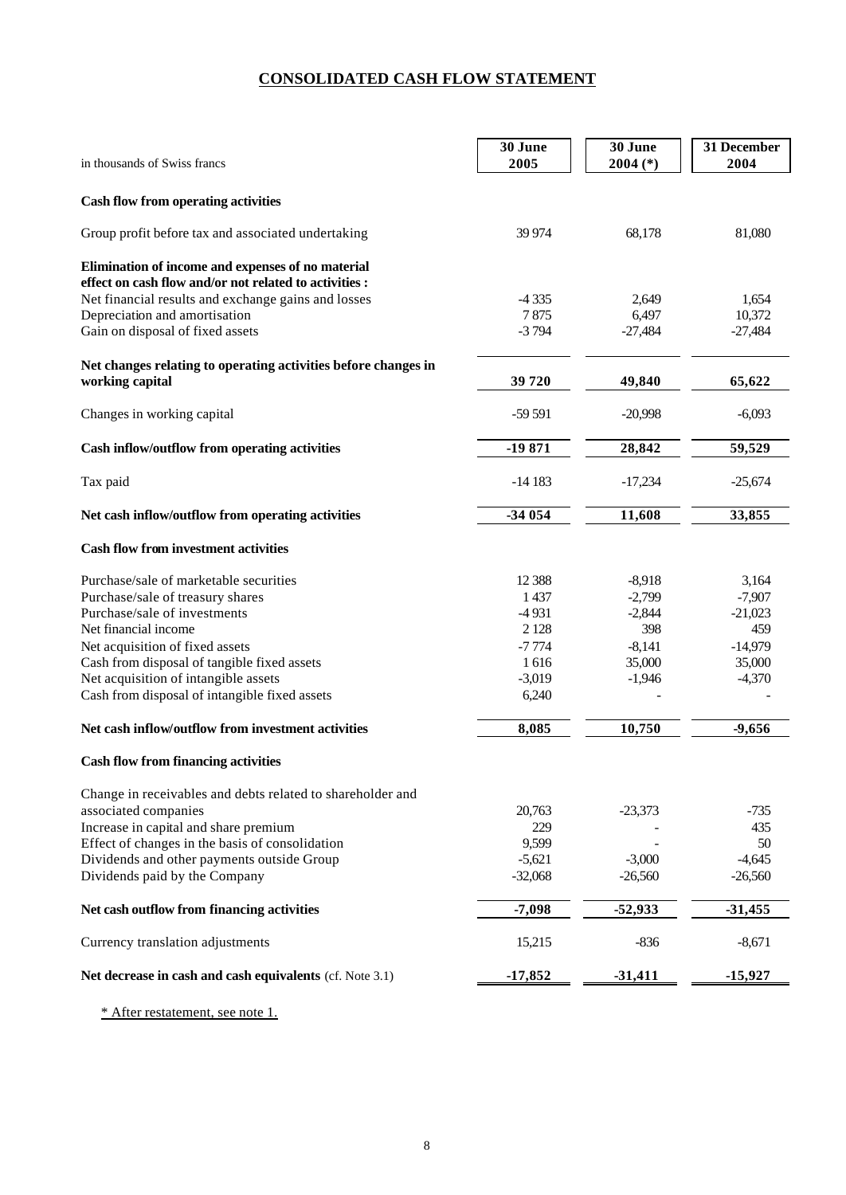# CONSOLIDATED CASH FLOW STATEMENT

| in thousands of Swiss francs | 30 June 2005 | 30 June 2004 (*) | 31 December 2004 |
|---|---|---|---|
| **Cash flow from operating activities** | | | |
| Group profit before tax and associated undertaking | 39 974 | 68,178 | 81,080 |
| **Elimination of income and expenses of no material effect on cash flow and/or not related to activities :** | | | |
| Net financial results and exchange gains and losses | -4 335 | 2,649 | 1,654 |
| Depreciation and amortisation | 7 875 | 6,497 | 10,372 |
| Gain on disposal of fixed assets | -3 794 | -27,484 | -27,484 |
| **Net changes relating to operating activities before changes in working capital** | **39 720** | **49,840** | **65,622** |
| Changes in working capital | -59 591 | -20,998 | -6,093 |
| **Cash inflow/outflow from operating activities** | **-19 871** | **28,842** | **59,529** |
| Tax paid | -14 183 | -17,234 | -25,674 |
| **Net cash inflow/outflow from operating activities** | **-34 054** | **11,608** | **33,855** |
| **Cash flow from investment activities** | | | |
| Purchase/sale of marketable securities | 12 388 | -8,918 | 3,164 |
| Purchase/sale of treasury shares | 1 437 | -2,799 | -7,907 |
| Purchase/sale of investments | -4 931 | -2,844 | -21,023 |
| Net financial income | 2 128 | 398 | 459 |
| Net acquisition of fixed assets | -7 774 | -8,141 | -14,979 |
| Cash from disposal of tangible fixed assets | 1 616 | 35,000 | 35,000 |
| Net acquisition of intangible assets | -3,019 | -1,946 | -4,370 |
| Cash from disposal of intangible fixed assets | 6,240 | - | - |
| **Net cash inflow/outflow from investment activities** | **8,085** | **10,750** | **-9,656** |
| **Cash flow from financing activities** | | | |
| Change in receivables and debts related to shareholder and associated companies | 20,763 | -23,373 | -735 |
| Increase in capital and share premium | 229 | - | 435 |
| Effect of changes in the basis of consolidation | 9,599 | - | 50 |
| Dividends and other payments outside Group | -5,621 | -3,000 | -4,645 |
| Dividends paid by the Company | -32,068 | -26,560 | -26,560 |
| **Net cash outflow from financing activities** | **-7,098** | **-52,933** | **-31,455** |
| Currency translation adjustments | 15,215 | -836 | -8,671 |
| **Net decrease in cash and cash equivalents** (cf. Note 3.1) | **-17,852** | **-31,411** | **-15,927** |

\* After restatement, see note 1.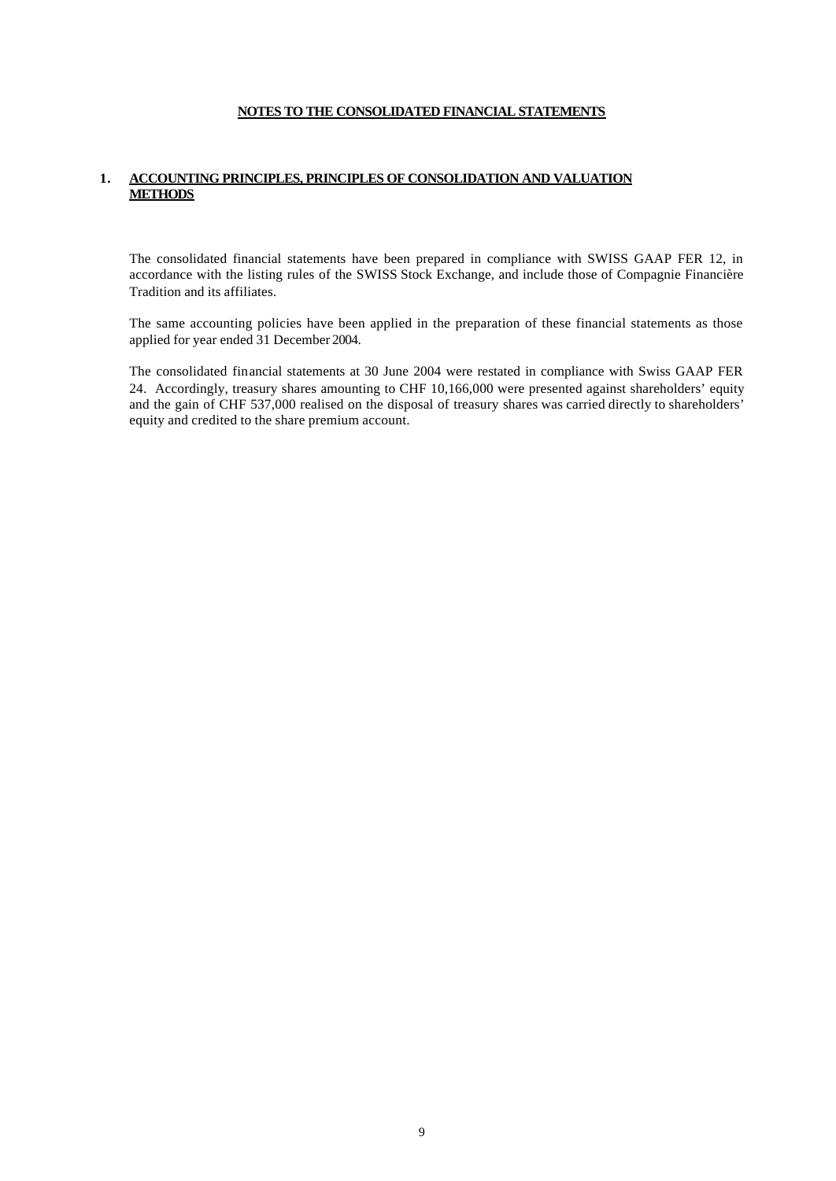# NOTES TO THE CONSOLIDATED FINANCIAL STATEMENTS

## 1. ACCOUNTING PRINCIPLES, PRINCIPLES OF CONSOLIDATION AND VALUATION METHODS

The consolidated financial statements have been prepared in compliance with SWISS GAAP FER 12, in accordance with the listing rules of the SWISS Stock Exchange, and include those of Compagnie Financière Tradition and its affiliates.

The same accounting policies have been applied in the preparation of these financial statements as those applied for year ended 31 December 2004.

The consolidated financial statements at 30 June 2004 were restated in compliance with Swiss GAAP FER 24. Accordingly, treasury shares amounting to CHF 10,166,000 were presented against shareholders' equity and the gain of CHF 537,000 realised on the disposal of treasury shares was carried directly to shareholders' equity and credited to the share premium account.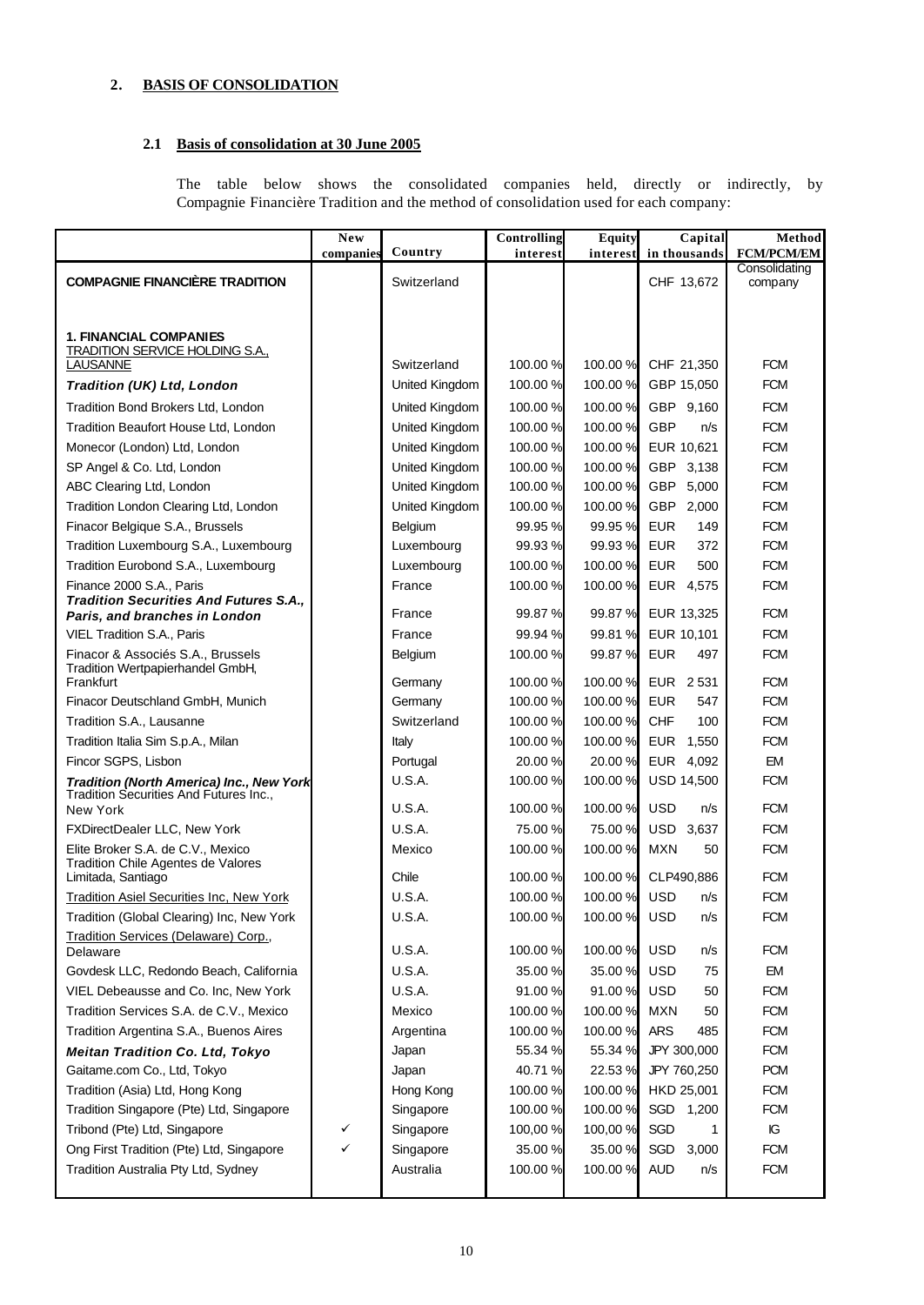## 2. BASIS OF CONSOLIDATION

### 2.1 Basis of consolidation at 30 June 2005

The table below shows the consolidated companies held, directly or indirectly, by Compagnie Financière Tradition and the method of consolidation used for each company:

| | New companies | Country | Controlling interest | Equity interest | Capital in thousands | Method FCM/PCM/EM |
|---|---|---|---|---|---|---|
| **COMPAGNIE FINANCIÈRE TRADITION** | | Switzerland | | | CHF 13,672 | Consolidating company |
| **1. FINANCIAL COMPANIES** | | | | | | |
| TRADITION SERVICE HOLDING S.A., LAUSANNE | | Switzerland | 100.00 % | 100.00 % | CHF 21,350 | FCM |
| ***Tradition (UK) Ltd, London*** | | United Kingdom | 100.00 % | 100.00 % | GBP 15,050 | FCM |
| Tradition Bond Brokers Ltd, London | | United Kingdom | 100.00 % | 100.00 % | GBP 9,160 | FCM |
| Tradition Beaufort House Ltd, London | | United Kingdom | 100.00 % | 100.00 % | GBP n/s | FCM |
| Monecor (London) Ltd, London | | United Kingdom | 100.00 % | 100.00 % | EUR 10,621 | FCM |
| SP Angel & Co. Ltd, London | | United Kingdom | 100.00 % | 100.00 % | GBP 3,138 | FCM |
| ABC Clearing Ltd, London | | United Kingdom | 100.00 % | 100.00 % | GBP 5,000 | FCM |
| Tradition London Clearing Ltd, London | | United Kingdom | 100.00 % | 100.00 % | GBP 2,000 | FCM |
| Finacor Belgique S.A., Brussels | | Belgium | 99.95 % | 99.95 % | EUR 149 | FCM |
| Tradition Luxembourg S.A., Luxembourg | | Luxembourg | 99.93 % | 99.93 % | EUR 372 | FCM |
| Tradition Eurobond S.A., Luxembourg | | Luxembourg | 100.00 % | 100.00 % | EUR 500 | FCM |
| Finance 2000 S.A., Paris | | France | 100.00 % | 100.00 % | EUR 4,575 | FCM |
| ***Tradition Securities And Futures S.A., Paris, and branches in London*** | | France | 99.87 % | 99.87 % | EUR 13,325 | FCM |
| VIEL Tradition S.A., Paris | | France | 99.94 % | 99.81 % | EUR 10,101 | FCM |
| Finacor & Associés S.A., Brussels | | Belgium | 100.00 % | 99.87 % | EUR 497 | FCM |
| Tradition Wertpapierhandel GmbH, Frankfurt | | Germany | 100.00 % | 100.00 % | EUR 2 531 | FCM |
| Finacor Deutschland GmbH, Munich | | Germany | 100.00 % | 100.00 % | EUR 547 | FCM |
| Tradition S.A., Lausanne | | Switzerland | 100.00 % | 100.00 % | CHF 100 | FCM |
| Tradition Italia Sim S.p.A., Milan | | Italy | 100.00 % | 100.00 % | EUR 1,550 | FCM |
| Fincor SGPS, Lisbon | | Portugal | 20.00 % | 20.00 % | EUR 4,092 | EM |
| ***Tradition (North America) Inc., New York*** | | U.S.A. | 100.00 % | 100.00 % | USD 14,500 | FCM |
| Tradition Securities And Futures Inc., New York | | U.S.A. | 100.00 % | 100.00 % | USD n/s | FCM |
| FXDirectDealer LLC, New York | | U.S.A. | 75.00 % | 75.00 % | USD 3,637 | FCM |
| Elite Broker S.A. de C.V., Mexico | | Mexico | 100.00 % | 100.00 % | MXN 50 | FCM |
| Tradition Chile Agentes de Valores Limitada, Santiago | | Chile | 100.00 % | 100.00 % | CLP490,886 | FCM |
| Tradition Asiel Securities Inc, New York | | U.S.A. | 100.00 % | 100.00 % | USD n/s | FCM |
| Tradition (Global Clearing) Inc, New York | | U.S.A. | 100.00 % | 100.00 % | USD n/s | FCM |
| Tradition Services (Delaware) Corp., Delaware | | U.S.A. | 100.00 % | 100.00 % | USD n/s | FCM |
| Govdesk LLC, Redondo Beach, California | | U.S.A. | 35.00 % | 35.00 % | USD 75 | EM |
| VIEL Debeausse and Co. Inc, New York | | U.S.A. | 91.00 % | 91.00 % | USD 50 | FCM |
| Tradition Services S.A. de C.V., Mexico | | Mexico | 100.00 % | 100.00 % | MXN 50 | FCM |
| Tradition Argentina S.A., Buenos Aires | | Argentina | 100.00 % | 100.00 % | ARS 485 | FCM |
| ***Meitan Tradition Co. Ltd, Tokyo*** | | Japan | 55.34 % | 55.34 % | JPY 300,000 | FCM |
| Gaitame.com Co., Ltd, Tokyo | | Japan | 40.71 % | 22.53 % | JPY 760,250 | PCM |
| Tradition (Asia) Ltd, Hong Kong | | Hong Kong | 100.00 % | 100.00 % | HKD 25,001 | FCM |
| Tradition Singapore (Pte) Ltd, Singapore | | Singapore | 100.00 % | 100.00 % | SGD 1,200 | FCM |
| Tribond (Pte) Ltd, Singapore | ✓ | Singapore | 100,00 % | 100,00 % | SGD 1 | IG |
| Ong First Tradition (Pte) Ltd, Singapore | ✓ | Singapore | 35.00 % | 35.00 % | SGD 3,000 | FCM |
| Tradition Australia Pty Ltd, Sydney | | Australia | 100.00 % | 100.00 % | AUD n/s | FCM |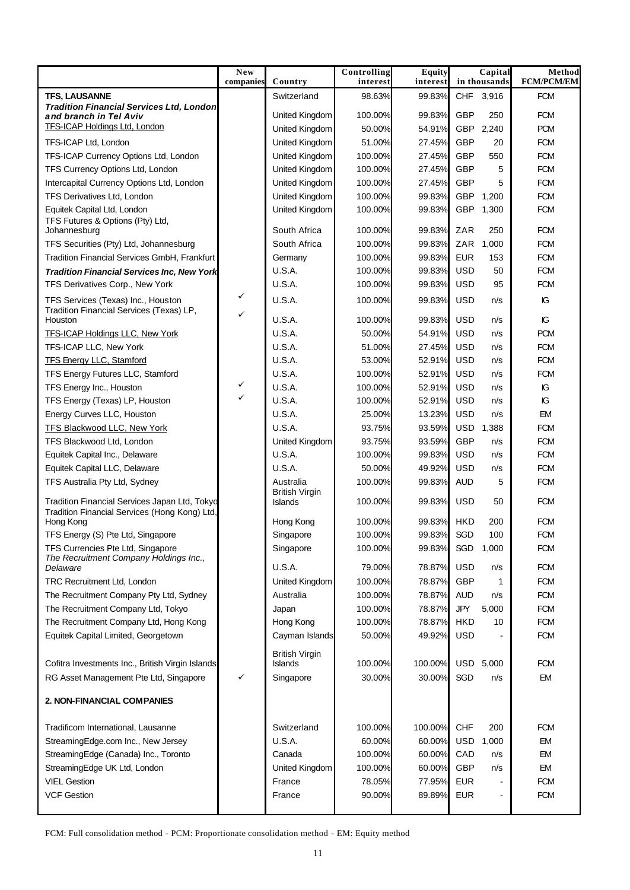| | New companies | Country | Controlling interest | Equity interest | Capital in thousands | | Method FCM/PCM/EM |
|---|---|---|---|---|---|---|---|
| **TFS, LAUSANNE** | | Switzerland | 98.63% | 99.83% | CHF | 3,916 | FCM |
| ***Tradition Financial Services Ltd, London and branch in Tel Aviv*** | | United Kingdom | 100.00% | 99.83% | GBP | 250 | FCM |
| TFS-ICAP Holdings Ltd, London | | United Kingdom | 50.00% | 54.91% | GBP | 2,240 | PCM |
| TFS-ICAP Ltd, London | | United Kingdom | 51.00% | 27.45% | GBP | 20 | FCM |
| TFS-ICAP Currency Options Ltd, London | | United Kingdom | 100.00% | 27.45% | GBP | 550 | FCM |
| TFS Currency Options Ltd, London | | United Kingdom | 100.00% | 27.45% | GBP | 5 | FCM |
| Intercapital Currency Options Ltd, London | | United Kingdom | 100.00% | 27.45% | GBP | 5 | FCM |
| TFS Derivatives Ltd, London | | United Kingdom | 100.00% | 99.83% | GBP | 1,200 | FCM |
| Equitek Capital Ltd, London | | United Kingdom | 100.00% | 99.83% | GBP | 1,300 | FCM |
| TFS Futures & Options (Pty) Ltd, Johannesburg | | South Africa | 100.00% | 99.83% | ZAR | 250 | FCM |
| TFS Securities (Pty) Ltd, Johannesburg | | South Africa | 100.00% | 99.83% | ZAR | 1,000 | FCM |
| Tradition Financial Services GmbH, Frankfurt | | Germany | 100.00% | 99.83% | EUR | 153 | FCM |
| ***Tradition Financial Services Inc, New York*** | | U.S.A. | 100.00% | 99.83% | USD | 50 | FCM |
| TFS Derivatives Corp., New York | | U.S.A. | 100.00% | 99.83% | USD | 95 | FCM |
| TFS Services (Texas) Inc., Houston | ✓ | U.S.A. | 100.00% | 99.83% | USD | n/s | IG |
| Tradition Financial Services (Texas) LP, Houston | ✓ | U.S.A. | 100.00% | 99.83% | USD | n/s | IG |
| TFS-ICAP Holdings LLC, New York | | U.S.A. | 50.00% | 54.91% | USD | n/s | PCM |
| TFS-ICAP LLC, New York | | U.S.A. | 51.00% | 27.45% | USD | n/s | FCM |
| TFS Energy LLC, Stamford | | U.S.A. | 53.00% | 52.91% | USD | n/s | FCM |
| TFS Energy Futures LLC, Stamford | | U.S.A. | 100.00% | 52.91% | USD | n/s | FCM |
| TFS Energy Inc., Houston | ✓ | U.S.A. | 100.00% | 52.91% | USD | n/s | IG |
| TFS Energy (Texas) LP, Houston | ✓ | U.S.A. | 100.00% | 52.91% | USD | n/s | IG |
| Energy Curves LLC, Houston | | U.S.A. | 25.00% | 13.23% | USD | n/s | EM |
| TFS Blackwood LLC, New York | | U.S.A. | 93.75% | 93.59% | USD | 1,388 | FCM |
| TFS Blackwood Ltd, London | | United Kingdom | 93.75% | 93.59% | GBP | n/s | FCM |
| Equitek Capital Inc., Delaware | | U.S.A. | 100.00% | 99.83% | USD | n/s | FCM |
| Equitek Capital LLC, Delaware | | U.S.A. | 50.00% | 49.92% | USD | n/s | FCM |
| TFS Australia Pty Ltd, Sydney | | Australia | 100.00% | 99.83% | AUD | 5 | FCM |
| Tradition Financial Services Japan Ltd, Tokyo | | British Virgin Islands | 100.00% | 99.83% | USD | 50 | FCM |
| Tradition Financial Services (Hong Kong) Ltd, Hong Kong | | Hong Kong | 100.00% | 99.83% | HKD | 200 | FCM |
| TFS Energy (S) Pte Ltd, Singapore | | Singapore | 100.00% | 99.83% | SGD | 100 | FCM |
| TFS Currencies Pte Ltd, Singapore | | Singapore | 100.00% | 99.83% | SGD | 1,000 | FCM |
| *The Recruitment Company Holdings Inc., Delaware* | | U.S.A. | 79.00% | 78.87% | USD | n/s | FCM |
| TRC Recruitment Ltd, London | | United Kingdom | 100.00% | 78.87% | GBP | 1 | FCM |
| The Recruitment Company Pty Ltd, Sydney | | Australia | 100.00% | 78.87% | AUD | n/s | FCM |
| The Recruitment Company Ltd, Tokyo | | Japan | 100.00% | 78.87% | JPY | 5,000 | FCM |
| The Recruitment Company Ltd, Hong Kong | | Hong Kong | 100.00% | 78.87% | HKD | 10 | FCM |
| Equitek Capital Limited, Georgetown | | Cayman Islands | 50.00% | 49.92% | USD | - | FCM |
| Cofitra Investments Inc., British Virgin Islands | | British Virgin Islands | 100.00% | 100.00% | USD | 5,000 | FCM |
| RG Asset Management Pte Ltd, Singapore | ✓ | Singapore | 30.00% | 30.00% | SGD | n/s | EM |
| **2. NON-FINANCIAL COMPANIES** | | | | | | | |
| Tradificom International, Lausanne | | Switzerland | 100.00% | 100.00% | CHF | 200 | FCM |
| StreamingEdge.com Inc., New Jersey | | U.S.A. | 60.00% | 60.00% | USD | 1,000 | EM |
| StreamingEdge (Canada) Inc., Toronto | | Canada | 100.00% | 60.00% | CAD | n/s | EM |
| StreamingEdge UK Ltd, London | | United Kingdom | 100.00% | 60.00% | GBP | n/s | EM |
| VIEL Gestion | | France | 78.05% | 77.95% | EUR | - | FCM |
| VCF Gestion | | France | 90.00% | 89.89% | EUR | - | FCM |

FCM: Full consolidation method - PCM: Proportionate consolidation method - EM: Equity method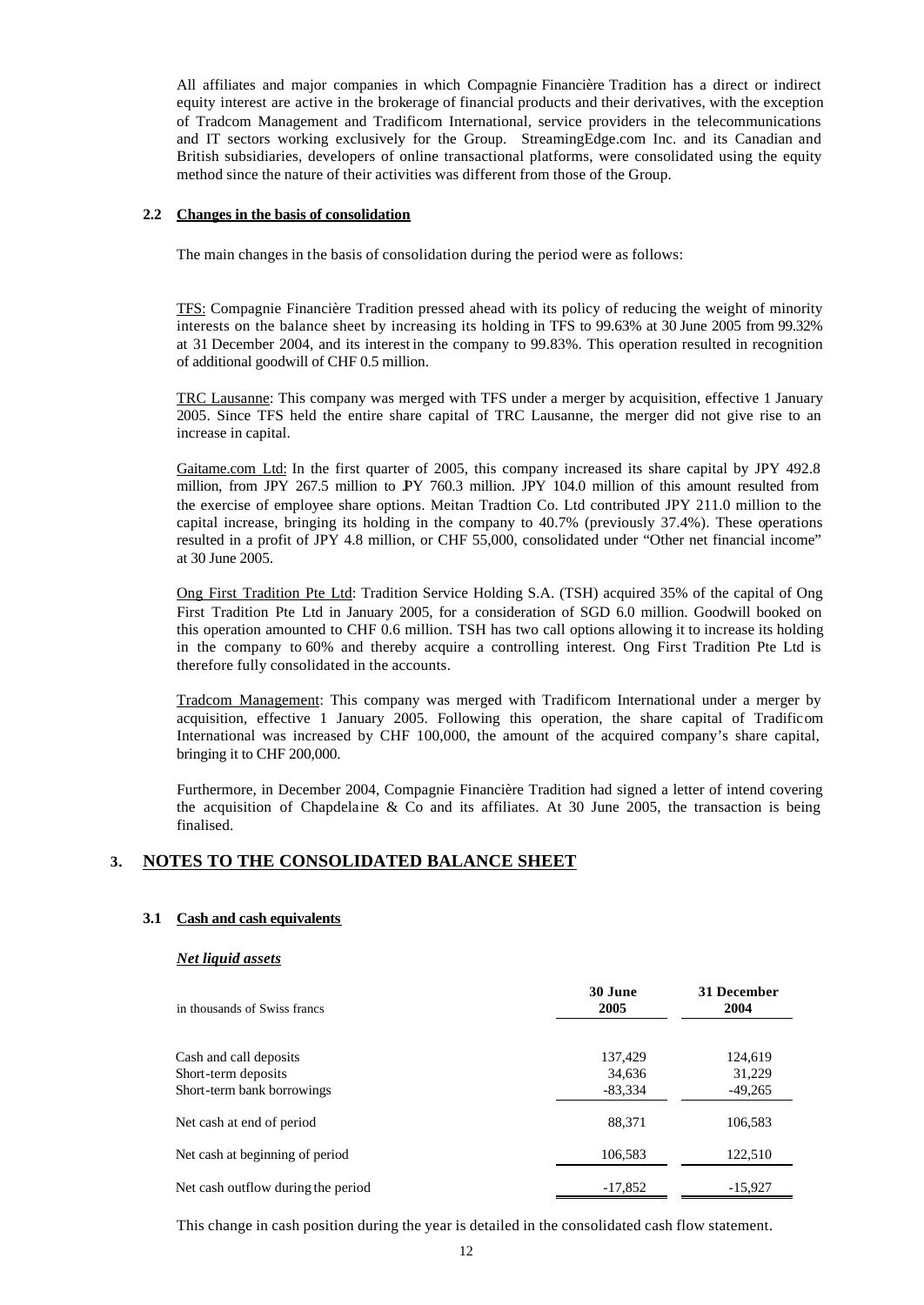All affiliates and major companies in which Compagnie Financière Tradition has a direct or indirect equity interest are active in the brokerage of financial products and their derivatives, with the exception of Tradcom Management and Tradificom International, service providers in the telecommunications and IT sectors working exclusively for the Group. StreamingEdge.com Inc. and its Canadian and British subsidiaries, developers of online transactional platforms, were consolidated using the equity method since the nature of their activities was different from those of the Group.

### 2.2 Changes in the basis of consolidation

The main changes in the basis of consolidation during the period were as follows:

TFS: Compagnie Financière Tradition pressed ahead with its policy of reducing the weight of minority interests on the balance sheet by increasing its holding in TFS to 99.63% at 30 June 2005 from 99.32% at 31 December 2004, and its interest in the company to 99.83%. This operation resulted in recognition of additional goodwill of CHF 0.5 million.

TRC Lausanne: This company was merged with TFS under a merger by acquisition, effective 1 January 2005. Since TFS held the entire share capital of TRC Lausanne, the merger did not give rise to an increase in capital.

Gaitame.com Ltd: In the first quarter of 2005, this company increased its share capital by JPY 492.8 million, from JPY 267.5 million to JPY 760.3 million. JPY 104.0 million of this amount resulted from the exercise of employee share options. Meitan Tradtion Co. Ltd contributed JPY 211.0 million to the capital increase, bringing its holding in the company to 40.7% (previously 37.4%). These operations resulted in a profit of JPY 4.8 million, or CHF 55,000, consolidated under "Other net financial income" at 30 June 2005.

Ong First Tradition Pte Ltd: Tradition Service Holding S.A. (TSH) acquired 35% of the capital of Ong First Tradition Pte Ltd in January 2005, for a consideration of SGD 6.0 million. Goodwill booked on this operation amounted to CHF 0.6 million. TSH has two call options allowing it to increase its holding in the company to 60% and thereby acquire a controlling interest. Ong First Tradition Pte Ltd is therefore fully consolidated in the accounts.

Tradcom Management: This company was merged with Tradificom International under a merger by acquisition, effective 1 January 2005. Following this operation, the share capital of Tradificom International was increased by CHF 100,000, the amount of the acquired company's share capital, bringing it to CHF 200,000.

Furthermore, in December 2004, Compagnie Financière Tradition had signed a letter of intend covering the acquisition of Chapdelaine & Co and its affiliates. At 30 June 2005, the transaction is being finalised.

## 3. NOTES TO THE CONSOLIDATED BALANCE SHEET

### 3.1 Cash and cash equivalents

***Net liquid assets***

| in thousands of Swiss francs | 30 June 2005 | 31 December 2004 |
|---|---|---|
| Cash and call deposits | 137,429 | 124,619 |
| Short-term deposits | 34,636 | 31,229 |
| Short-term bank borrowings | -83,334 | -49,265 |
| Net cash at end of period | 88,371 | 106,583 |
| Net cash at beginning of period | 106,583 | 122,510 |
| Net cash outflow during the period | -17,852 | -15,927 |

This change in cash position during the year is detailed in the consolidated cash flow statement.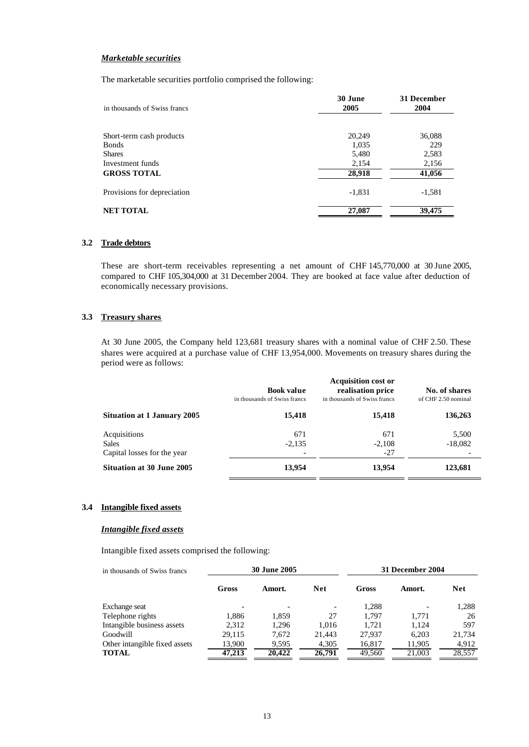#### *Marketable securities*

The marketable securities portfolio comprised the following:

| in thousands of Swiss francs | 30 June 2005 | 31 December 2004 |
|---|---|---|
| Short-term cash products | 20,249 | 36,088 |
| Bonds | 1,035 | 229 |
| Shares | 5,480 | 2,583 |
| Investment funds | 2,154 | 2,156 |
| **GROSS TOTAL** | **28,918** | **41,056** |
| Provisions for depreciation | -1,831 | -1,581 |
| **NET TOTAL** | **27,087** | **39,475** |

### 3.2 Trade debtors

These are short-term receivables representing a net amount of CHF 145,770,000 at 30 June 2005, compared to CHF 105,304,000 at 31 December 2004. They are booked at face value after deduction of economically necessary provisions.

### 3.3 Treasury shares

At 30 June 2005, the Company held 123,681 treasury shares with a nominal value of CHF 2.50. These shares were acquired at a purchase value of CHF 13,954,000. Movements on treasury shares during the period were as follows:

| | Book value<br>in thousands of Swiss francs | Acquisition cost or realisation price<br>in thousands of Swiss francs | No. of shares<br>of CHF 2.50 nominal |
|---|---|---|---|
| **Situation at 1 January 2005** | **15,418** | **15,418** | **136,263** |
| Acquisitions | 671 | 671 | 5,500 |
| Sales | -2,135 | -2,108 | -18,082 |
| Capital losses for the year | - | -27 | - |
| **Situation at 30 June 2005** | **13,954** | **13,954** | **123,681** |

### 3.4 Intangible fixed assets

#### *Intangible fixed assets*

Intangible fixed assets comprised the following:

| in thousands of Swiss francs | 30 June 2005 | | | 31 December 2004 | | |
|---|---|---|---|---|---|---|
| | **Gross** | **Amort.** | **Net** | **Gross** | **Amort.** | **Net** |
| Exchange seat | - | - | - | 1,288 | - | 1,288 |
| Telephone rights | 1,886 | 1,859 | 27 | 1,797 | 1,771 | 26 |
| Intangible business assets | 2,312 | 1,296 | 1,016 | 1,721 | 1,124 | 597 |
| Goodwill | 29,115 | 7,672 | 21,443 | 27,937 | 6,203 | 21,734 |
| Other intangible fixed assets | 13,900 | 9,595 | 4,305 | 16,817 | 11,905 | 4,912 |
| **TOTAL** | **47,213** | **20,422** | **26,791** | 49,560 | 21,003 | 28,557 |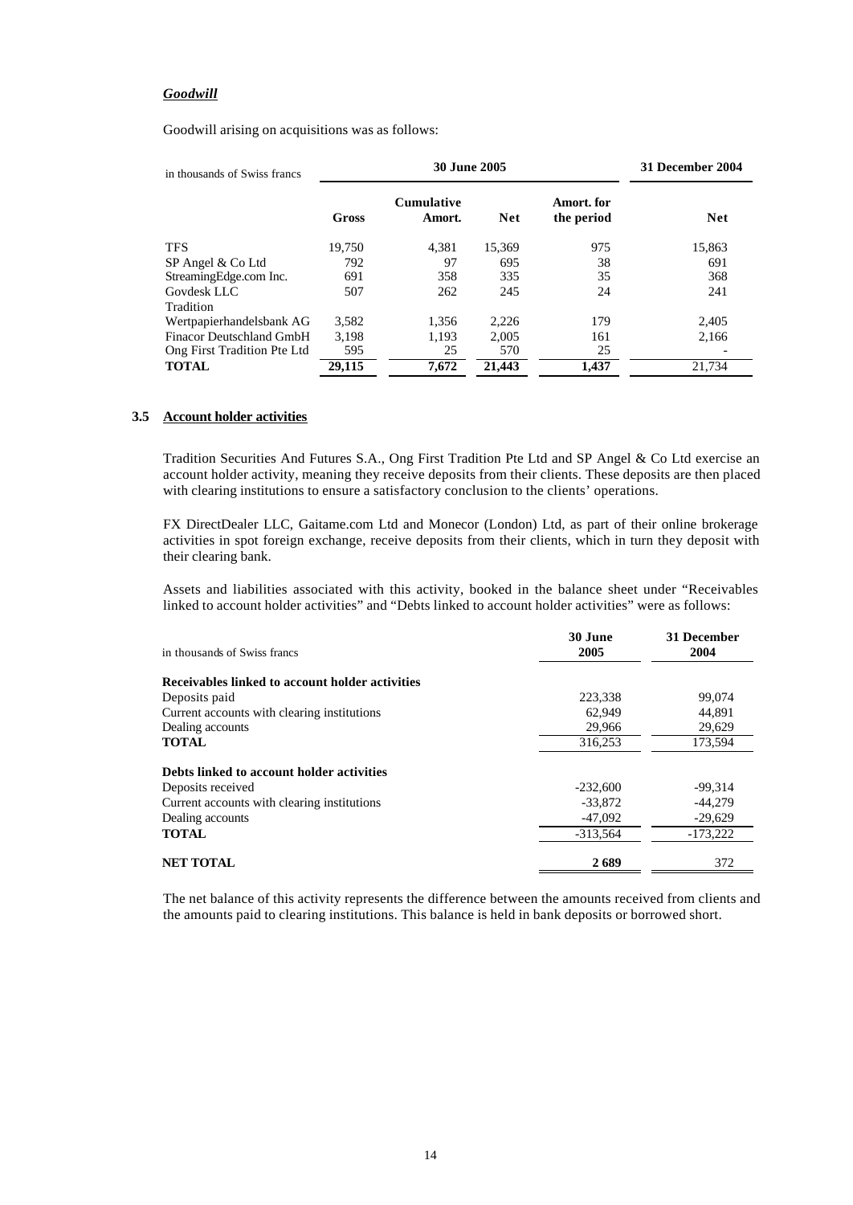### *Goodwill*

Goodwill arising on acquisitions was as follows:

| in thousands of Swiss francs | 30 June 2005 | | | | 31 December 2004 |
|---|---|---|---|---|---|
| | **Gross** | **Cumulative Amort.** | **Net** | **Amort. for the period** | **Net** |
| TFS | 19,750 | 4,381 | 15,369 | 975 | 15,863 |
| SP Angel & Co Ltd | 792 | 97 | 695 | 38 | 691 |
| StreamingEdge.com Inc. | 691 | 358 | 335 | 35 | 368 |
| Govdesk LLC | 507 | 262 | 245 | 24 | 241 |
| Tradition Wertpapierhandelsbank AG | 3,582 | 1,356 | 2,226 | 179 | 2,405 |
| Finacor Deutschland GmbH | 3,198 | 1,193 | 2,005 | 161 | 2,166 |
| Ong First Tradition Pte Ltd | 595 | 25 | 570 | 25 | - |
| **TOTAL** | **29,115** | **7,672** | **21,443** | **1,437** | 21,734 |

### 3.5 Account holder activities

Tradition Securities And Futures S.A., Ong First Tradition Pte Ltd and SP Angel & Co Ltd exercise an account holder activity, meaning they receive deposits from their clients. These deposits are then placed with clearing institutions to ensure a satisfactory conclusion to the clients' operations.

FX DirectDealer LLC, Gaitame.com Ltd and Monecor (London) Ltd, as part of their online brokerage activities in spot foreign exchange, receive deposits from their clients, which in turn they deposit with their clearing bank.

Assets and liabilities associated with this activity, booked in the balance sheet under "Receivables linked to account holder activities" and "Debts linked to account holder activities" were as follows:

| in thousands of Swiss francs | 30 June 2005 | 31 December 2004 |
|---|---|---|
| **Receivables linked to account holder activities** | | |
| Deposits paid | 223,338 | 99,074 |
| Current accounts with clearing institutions | 62,949 | 44,891 |
| Dealing accounts | 29,966 | 29,629 |
| **TOTAL** | 316,253 | 173,594 |
| **Debts linked to account holder activities** | | |
| Deposits received | -232,600 | -99,314 |
| Current accounts with clearing institutions | -33,872 | -44,279 |
| Dealing accounts | -47,092 | -29,629 |
| **TOTAL** | -313,564 | -173,222 |
| **NET TOTAL** | **2 689** | 372 |

The net balance of this activity represents the difference between the amounts received from clients and the amounts paid to clearing institutions. This balance is held in bank deposits or borrowed short.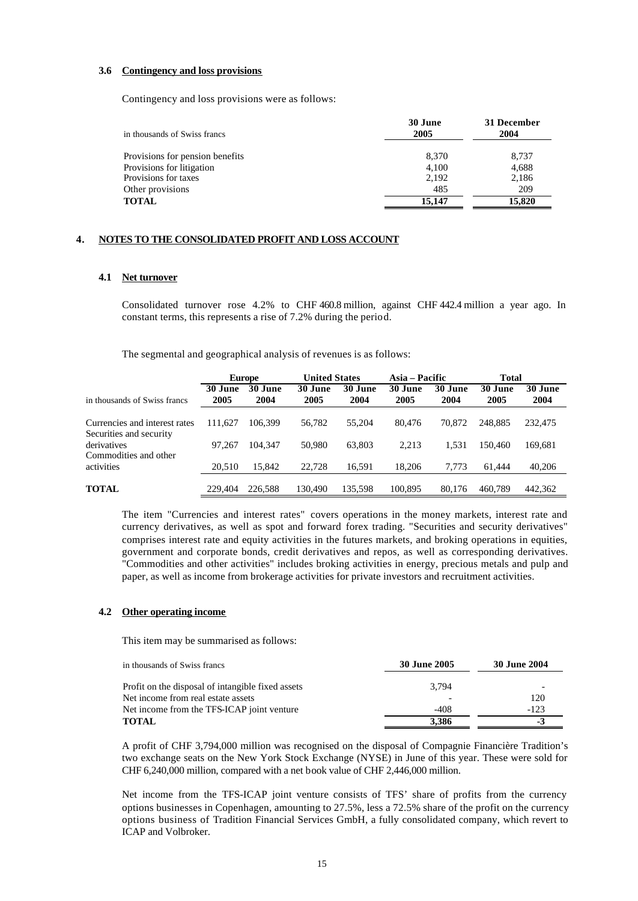### 3.6 Contingency and loss provisions

Contingency and loss provisions were as follows:

| in thousands of Swiss francs | 30 June 2005 | 31 December 2004 |
|---|---|---|
| Provisions for pension benefits | 8,370 | 8,737 |
| Provisions for litigation | 4,100 | 4,688 |
| Provisions for taxes | 2,192 | 2,186 |
| Other provisions | 485 | 209 |
| **TOTAL** | **15,147** | **15,820** |

## 4. NOTES TO THE CONSOLIDATED PROFIT AND LOSS ACCOUNT

### 4.1 Net turnover

Consolidated turnover rose 4.2% to CHF 460.8 million, against CHF 442.4 million a year ago. In constant terms, this represents a rise of 7.2% during the period.

The segmental and geographical analysis of revenues is as follows:

| | Europe | | United States | | Asia – Pacific | | Total | |
|---|---|---|---|---|---|---|---|---|
| in thousands of Swiss francs | 30 June 2005 | 30 June 2004 | 30 June 2005 | 30 June 2004 | 30 June 2005 | 30 June 2004 | 30 June 2005 | 30 June 2004 |
| Currencies and interest rates | 111,627 | 106,399 | 56,782 | 55,204 | 80,476 | 70,872 | 248,885 | 232,475 |
| Securities and security derivatives | 97,267 | 104,347 | 50,980 | 63,803 | 2,213 | 1,531 | 150,460 | 169,681 |
| Commodities and other activities | 20,510 | 15,842 | 22,728 | 16,591 | 18,206 | 7,773 | 61,444 | 40,206 |
| **TOTAL** | 229,404 | 226,588 | 130,490 | 135,598 | 100,895 | 80,176 | 460,789 | 442,362 |

The item "Currencies and interest rates" covers operations in the money markets, interest rate and currency derivatives, as well as spot and forward forex trading. "Securities and security derivatives" comprises interest rate and equity activities in the futures markets, and broking operations in equities, government and corporate bonds, credit derivatives and repos, as well as corresponding derivatives. "Commodities and other activities" includes broking activities in energy, precious metals and pulp and paper, as well as income from brokerage activities for private investors and recruitment activities.

### 4.2 Other operating income

This item may be summarised as follows:

| in thousands of Swiss francs | 30 June 2005 | 30 June 2004 |
|---|---|---|
| Profit on the disposal of intangible fixed assets | 3,794 | - |
| Net income from real estate assets | - | 120 |
| Net income from the TFS-ICAP joint venture | -408 | -123 |
| **TOTAL** | **3,386** | **-3** |

A profit of CHF 3,794,000 million was recognised on the disposal of Compagnie Financière Tradition's two exchange seats on the New York Stock Exchange (NYSE) in June of this year. These were sold for CHF 6,240,000 million, compared with a net book value of CHF 2,446,000 million.

Net income from the TFS-ICAP joint venture consists of TFS' share of profits from the currency options businesses in Copenhagen, amounting to 27.5%, less a 72.5% share of the profit on the currency options business of Tradition Financial Services GmbH, a fully consolidated company, which revert to ICAP and Volbroker.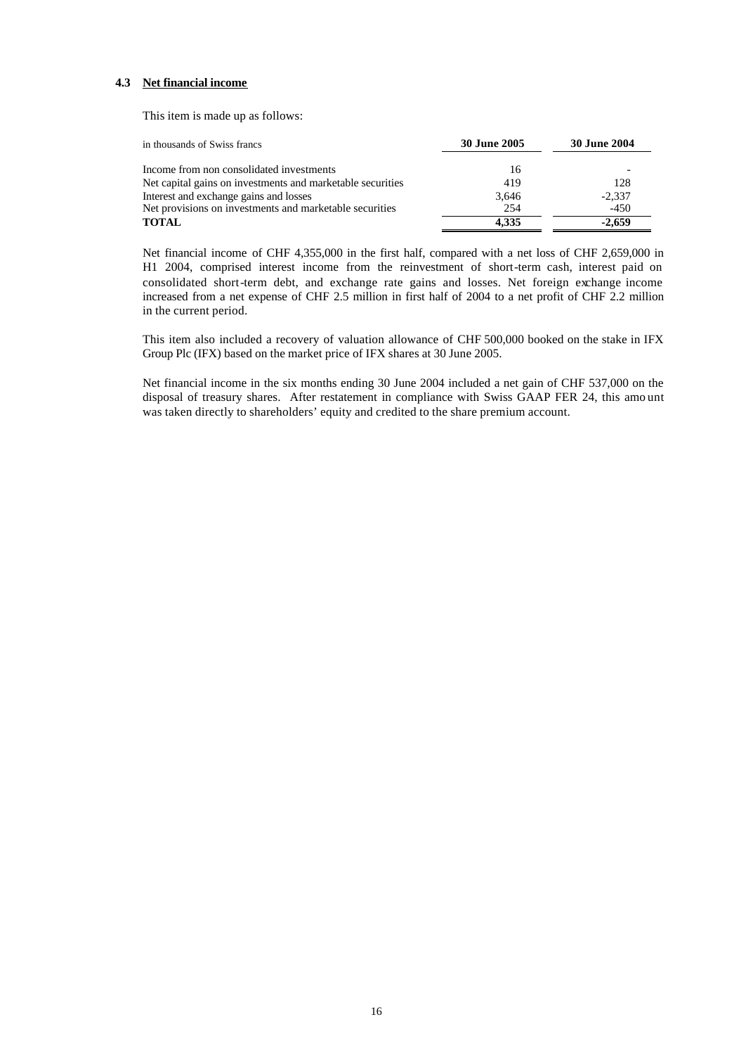### 4.3 Net financial income

This item is made up as follows:

| in thousands of Swiss francs | 30 June 2005 | 30 June 2004 |
|---|---|---|
| Income from non consolidated investments | 16 | - |
| Net capital gains on investments and marketable securities | 419 | 128 |
| Interest and exchange gains and losses | 3,646 | -2,337 |
| Net provisions on investments and marketable securities | 254 | -450 |
| **TOTAL** | **4,335** | **-2,659** |

Net financial income of CHF 4,355,000 in the first half, compared with a net loss of CHF 2,659,000 in H1 2004, comprised interest income from the reinvestment of short-term cash, interest paid on consolidated short-term debt, and exchange rate gains and losses. Net foreign exchange income increased from a net expense of CHF 2.5 million in first half of 2004 to a net profit of CHF 2.2 million in the current period.

This item also included a recovery of valuation allowance of CHF 500,000 booked on the stake in IFX Group Plc (IFX) based on the market price of IFX shares at 30 June 2005.

Net financial income in the six months ending 30 June 2004 included a net gain of CHF 537,000 on the disposal of treasury shares. After restatement in compliance with Swiss GAAP FER 24, this amount was taken directly to shareholders' equity and credited to the share premium account.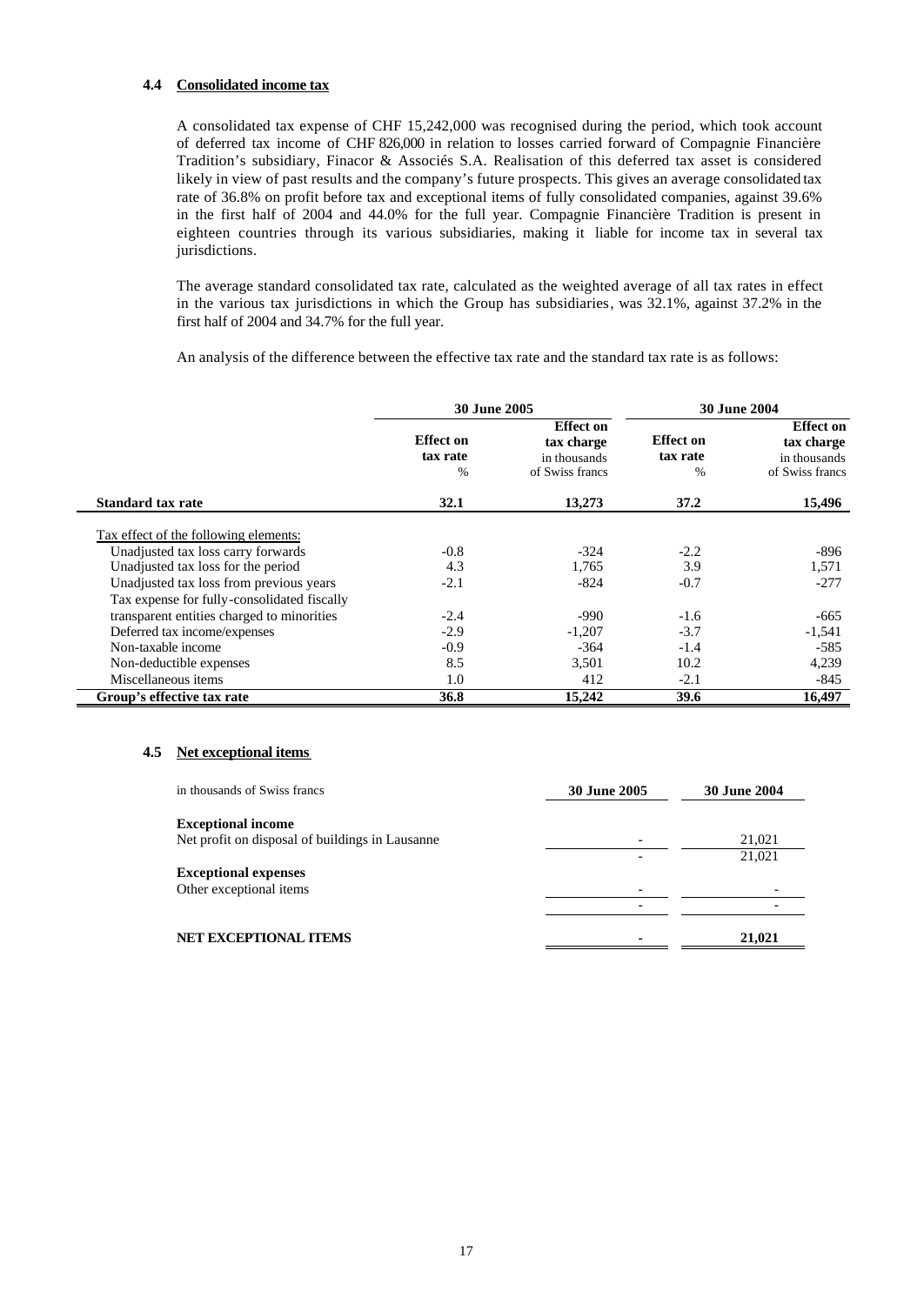### 4.4 Consolidated income tax

A consolidated tax expense of CHF 15,242,000 was recognised during the period, which took account of deferred tax income of CHF 826,000 in relation to losses carried forward of Compagnie Financière Tradition's subsidiary, Finacor & Associés S.A. Realisation of this deferred tax asset is considered likely in view of past results and the company's future prospects. This gives an average consolidated tax rate of 36.8% on profit before tax and exceptional items of fully consolidated companies, against 39.6% in the first half of 2004 and 44.0% for the full year. Compagnie Financière Tradition is present in eighteen countries through its various subsidiaries, making it liable for income tax in several tax jurisdictions.

The average standard consolidated tax rate, calculated as the weighted average of all tax rates in effect in the various tax jurisdictions in which the Group has subsidiaries, was 32.1%, against 37.2% in the first half of 2004 and 34.7% for the full year.

An analysis of the difference between the effective tax rate and the standard tax rate is as follows:

| | 30 June 2005 | | 30 June 2004 | |
|---|---|---|---|---|
| | **Effect on tax rate** % | **Effect on tax charge** in thousands of Swiss francs | **Effect on tax rate** % | **Effect on tax charge** in thousands of Swiss francs |
| **Standard tax rate** | **32.1** | **13,273** | **37.2** | **15,496** |
| Tax effect of the following elements: | | | | |
| Unadjusted tax loss carry forwards | -0.8 | -324 | -2.2 | -896 |
| Unadjusted tax loss for the period | 4.3 | 1,765 | 3.9 | 1,571 |
| Unadjusted tax loss from previous years | -2.1 | -824 | -0.7 | -277 |
| Tax expense for fully-consolidated fiscally transparent entities charged to minorities | -2.4 | -990 | -1.6 | -665 |
| Deferred tax income/expenses | -2.9 | -1,207 | -3.7 | -1,541 |
| Non-taxable income | -0.9 | -364 | -1.4 | -585 |
| Non-deductible expenses | 8.5 | 3,501 | 10.2 | 4,239 |
| Miscellaneous items | 1.0 | 412 | -2.1 | -845 |
| **Group's effective tax rate** | **36.8** | **15,242** | **39.6** | **16,497** |

### 4.5 Net exceptional items

| in thousands of Swiss francs | 30 June 2005 | 30 June 2004 |
|---|---|---|
| **Exceptional income** | | |
| Net profit on disposal of buildings in Lausanne | - | 21,021 |
| | - | 21,021 |
| **Exceptional expenses** | | |
| Other exceptional items | - | - |
| | - | - |
| **NET EXCEPTIONAL ITEMS** | **-** | **21,021** |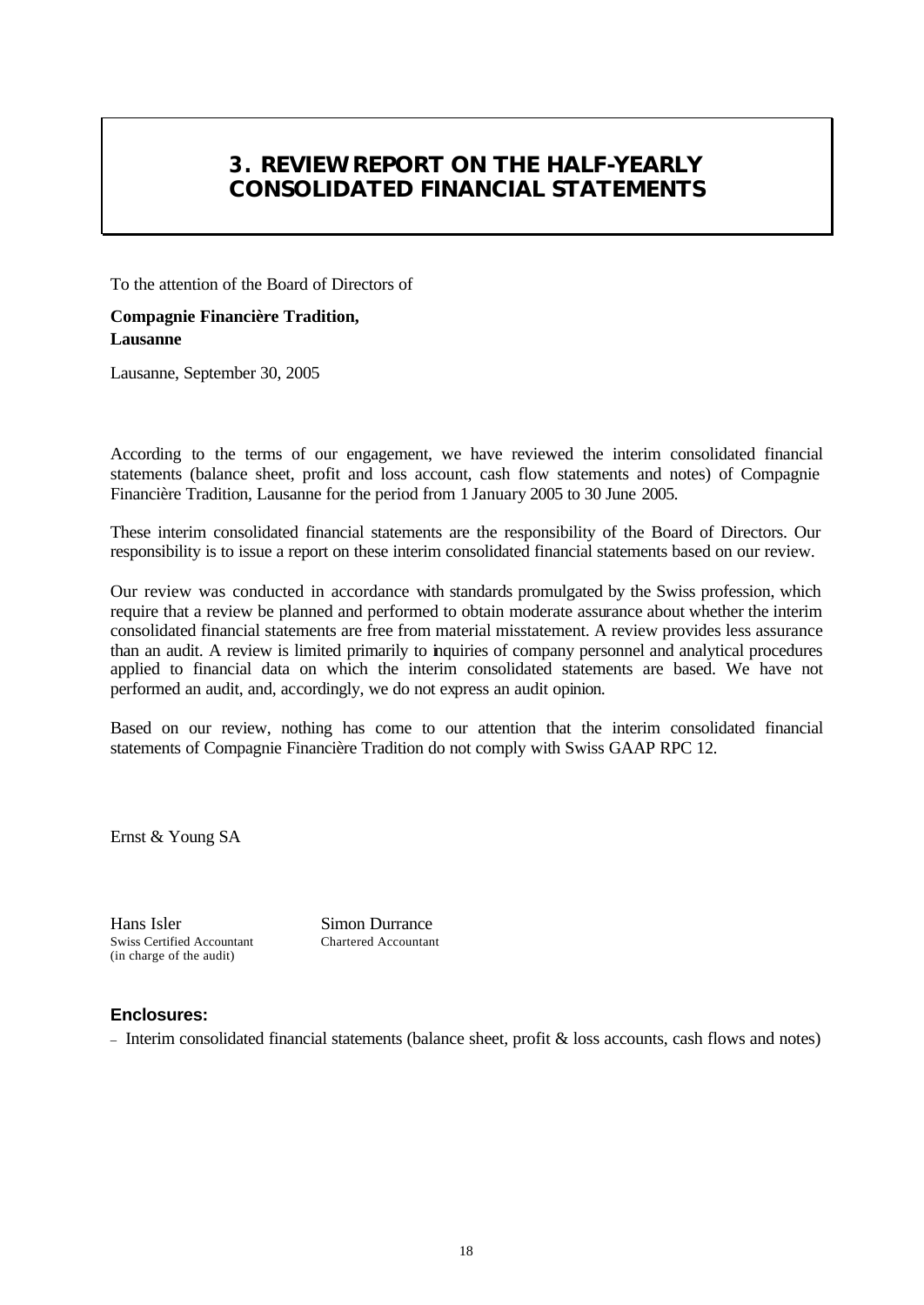# 3. REVIEW REPORT ON THE HALF-YEARLY CONSOLIDATED FINANCIAL STATEMENTS

To the attention of the Board of Directors of

**Compagnie Financière Tradition,**
**Lausanne**

Lausanne, September 30, 2005

According to the terms of our engagement, we have reviewed the interim consolidated financial statements (balance sheet, profit and loss account, cash flow statements and notes) of Compagnie Financière Tradition, Lausanne for the period from 1 January 2005 to 30 June 2005.

These interim consolidated financial statements are the responsibility of the Board of Directors. Our responsibility is to issue a report on these interim consolidated financial statements based on our review.

Our review was conducted in accordance with standards promulgated by the Swiss profession, which require that a review be planned and performed to obtain moderate assurance about whether the interim consolidated financial statements are free from material misstatement. A review provides less assurance than an audit. A review is limited primarily to inquiries of company personnel and analytical procedures applied to financial data on which the interim consolidated statements are based. We have not performed an audit, and, accordingly, we do not express an audit opinion.

Based on our review, nothing has come to our attention that the interim consolidated financial statements of Compagnie Financière Tradition do not comply with Swiss GAAP RPC 12.

Ernst & Young SA

Hans Isler
Swiss Certified Accountant
(in charge of the audit)

Simon Durrance
Chartered Accountant

**Enclosures:**

- Interim consolidated financial statements (balance sheet, profit & loss accounts, cash flows and notes)